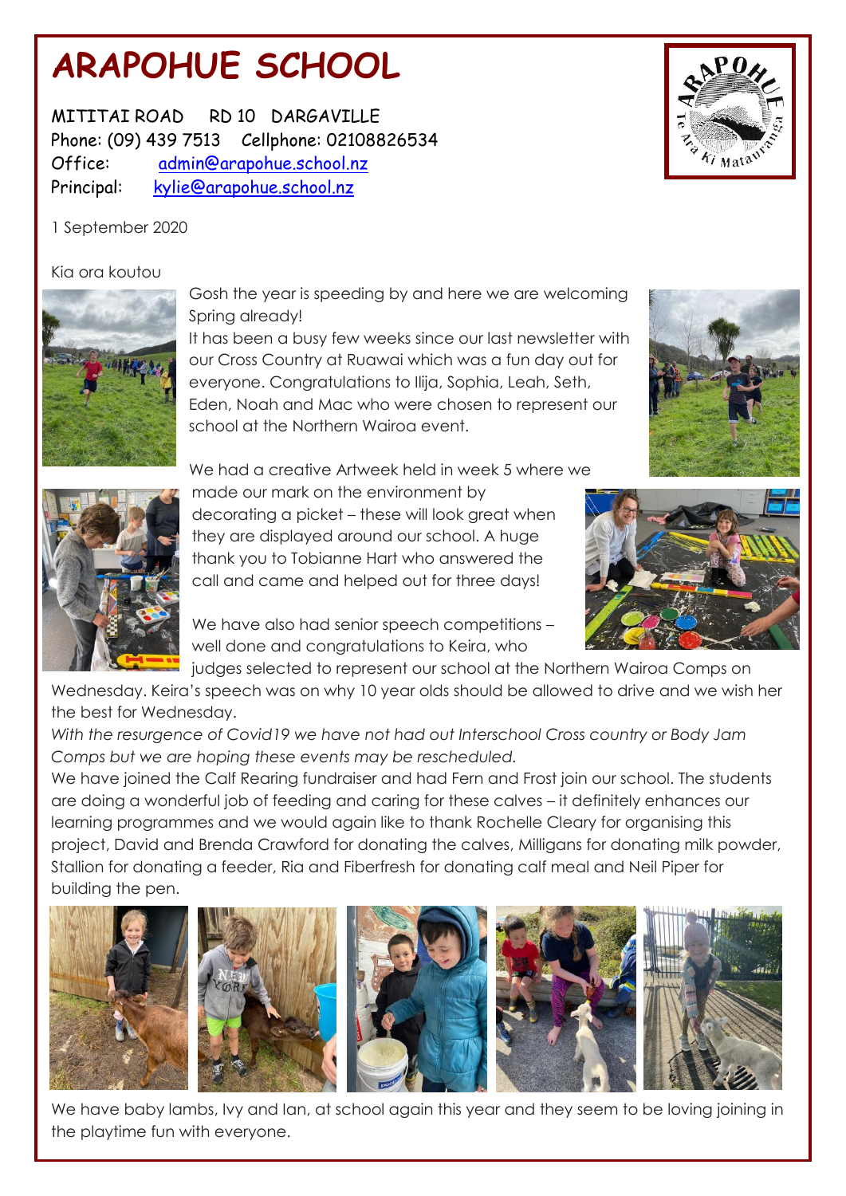# ARAPOHUE SCHOOL

MITITAI ROAD RD 10 DARGAVILLE
Phone: (09) 439 7513 Cellphone: 02108826534
Office: admin@arapohue.school.nz
Principal: kylie@arapohue.school.nz

1 September 2020

Kia ora koutou

Gosh the year is speeding by and here we are welcoming Spring already!
It has been a busy few weeks since our last newsletter with our Cross Country at Ruawai which was a fun day out for everyone. Congratulations to Ilija, Sophia, Leah, Seth, Eden, Noah and Mac who were chosen to represent our school at the Northern Wairoa event.

We had a creative Artweek held in week 5 where we made our mark on the environment by decorating a picket – these will look great when they are displayed around our school. A huge thank you to Tobianne Hart who answered the call and came and helped out for three days!

We have also had senior speech competitions – well done and congratulations to Keira, who judges selected to represent our school at the Northern Wairoa Comps on Wednesday. Keira's speech was on why 10 year olds should be allowed to drive and we wish her the best for Wednesday.

*With the resurgence of Covid19 we have not had out Interschool Cross country or Body Jam Comps but we are hoping these events may be rescheduled.*

We have joined the Calf Rearing fundraiser and had Fern and Frost join our school. The students are doing a wonderful job of feeding and caring for these calves – it definitely enhances our learning programmes and we would again like to thank Rochelle Cleary for organising this project, David and Brenda Crawford for donating the calves, Milligans for donating milk powder, Stallion for donating a feeder, Ria and Fiberfresh for donating calf meal and Neil Piper for building the pen.

We have baby lambs, Ivy and Ian, at school again this year and they seem to be loving joining in the playtime fun with everyone.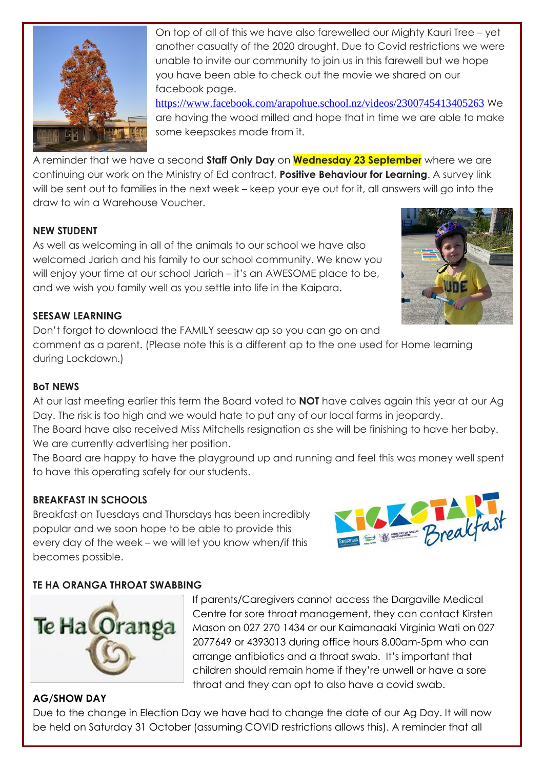On top of all of this we have also farewelled our Mighty Kauri Tree – yet another casualty of the 2020 drought. Due to Covid restrictions we were unable to invite our community to join us in this farewell but we hope you have been able to check out the movie we shared on our facebook page. https://www.facebook.com/arapohue.school.nz/videos/2300745413405263 We are having the wood milled and hope that in time we are able to make some keepsakes made from it.

A reminder that we have a second **Staff Only Day** on **Wednesday 23 September** where we are continuing our work on the Ministry of Ed contract, **Positive Behaviour for Learning**. A survey link will be sent out to families in the next week – keep your eye out for it, all answers will go into the draw to win a Warehouse Voucher.

**NEW STUDENT**

As well as welcoming in all of the animals to our school we have also welcomed Jariah and his family to our school community. We know you will enjoy your time at our school Jariah – it's an AWESOME place to be, and we wish you family well as you settle into life in the Kaipara.

**SEESAW LEARNING**

Don't forgot to download the FAMILY seesaw ap so you can go on and comment as a parent. (Please note this is a different ap to the one used for Home learning during Lockdown.)

**BoT NEWS**

At our last meeting earlier this term the Board voted to **NOT** have calves again this year at our Ag Day. The risk is too high and we would hate to put any of our local farms in jeopardy.
The Board have also received Miss Mitchells resignation as she will be finishing to have her baby. We are currently advertising her position.
The Board are happy to have the playground up and running and feel this was money well spent to have this operating safely for our students.

**BREAKFAST IN SCHOOLS**

Breakfast on Tuesdays and Thursdays has been incredibly popular and we soon hope to be able to provide this every day of the week – we will let you know when/if this becomes possible.

**TE HA ORANGA THROAT SWABBING**

If parents/Caregivers cannot access the Dargaville Medical Centre for sore throat management, they can contact Kirsten Mason on 027 270 1434 or our Kaimanaaki Virginia Wati on 027 2077649 or 4393013 during office hours 8.00am-5pm who can arrange antibiotics and a throat swab. It's important that children should remain home if they're unwell or have a sore throat and they can opt to also have a covid swab.

**AG/SHOW DAY**

Due to the change in Election Day we have had to change the date of our Ag Day. It will now be held on Saturday 31 October (assuming COVID restrictions allows this). A reminder that all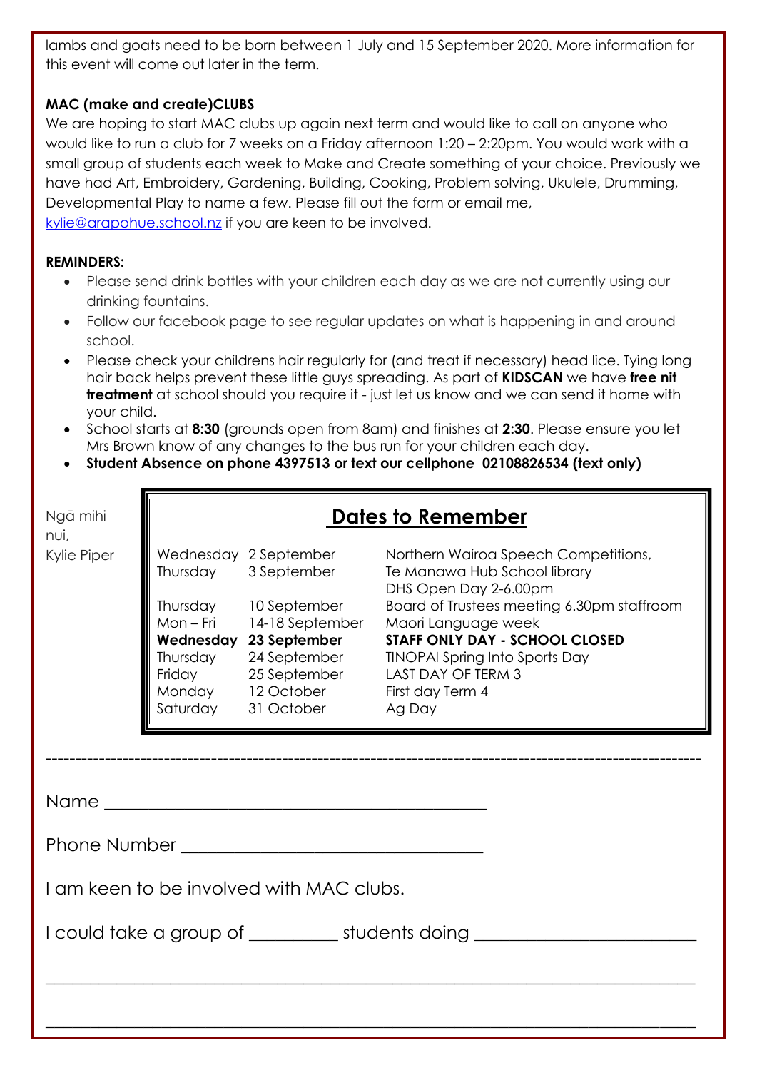lambs and goats need to be born between 1 July and 15 September 2020. More information for this event will come out later in the term.

**MAC (make and create)CLUBS**

We are hoping to start MAC clubs up again next term and would like to call on anyone who would like to run a club for 7 weeks on a Friday afternoon 1:20 – 2:20pm. You would work with a small group of students each week to Make and Create something of your choice. Previously we have had Art, Embroidery, Gardening, Building, Cooking, Problem solving, Ukulele, Drumming, Developmental Play to name a few. Please fill out the form or email me, kylie@arapohue.school.nz if you are keen to be involved.

**REMINDERS:**

- Please send drink bottles with your children each day as we are not currently using our drinking fountains.
- Follow our facebook page to see regular updates on what is happening in and around school.
- Please check your childrens hair regularly for (and treat if necessary) head lice. Tying long hair back helps prevent these little guys spreading. As part of **KIDSCAN** we have **free nit treatment** at school should you require it - just let us know and we can send it home with your child.
- School starts at **8:30** (grounds open from 8am) and finishes at **2:30**. Please ensure you let Mrs Brown know of any changes to the bus run for your children each day.
- **Student Absence on phone 4397513 or text our cellphone 02108826534 (text only)**

Ngā mihi nui,
Kylie Piper

## Dates to Remember

| | | |
|---|---|---|
| Wednesday | 2 September | Northern Wairoa Speech Competitions, |
| Thursday | 3 September | Te Manawa Hub School library<br>DHS Open Day 2-6.00pm |
| Thursday | 10 September | Board of Trustees meeting 6.30pm staffroom |
| Mon – Fri | 14-18 September | Maori Language week |
| **Wednesday** | **23 September** | **STAFF ONLY DAY - SCHOOL CLOSED** |
| Thursday | 24 September | TINOPAI Spring Into Sports Day |
| Friday | 25 September | LAST DAY OF TERM 3 |
| Monday | 12 October | First day Term 4 |
| Saturday | 31 October | Ag Day |

---

Name ________________________________________

Phone Number ________________________________

I am keen to be involved with MAC clubs.

I could take a group of _________ students doing _______________________

_______________________________________________________________

_______________________________________________________________